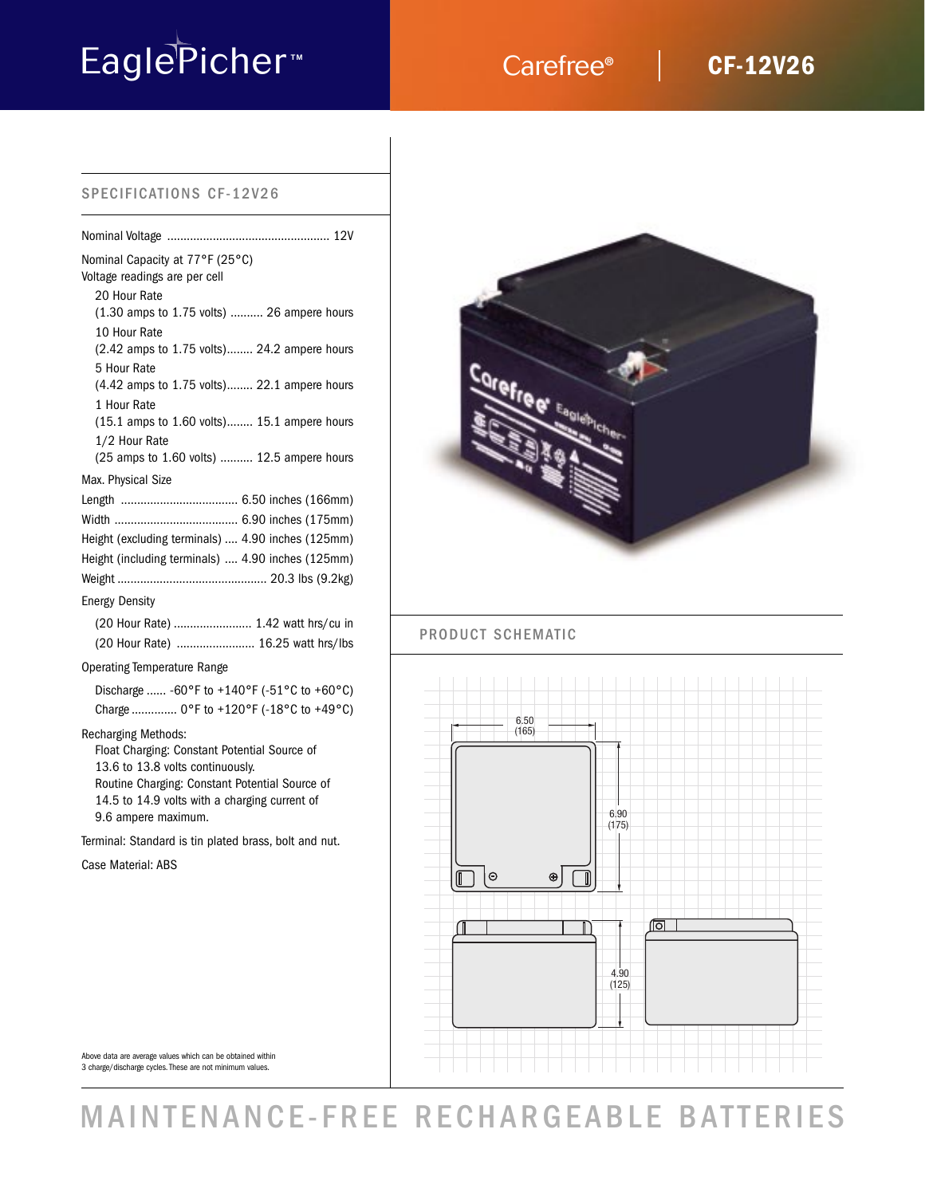# EaglePicher™

## Carefree® | CF-12V26

### SPECIFICATIONS CF-12V26

Nominal Voltage .................................................. 12V

Nominal Capacity at 77°F (25°C)
Voltage readings are per cell

- 20 Hour Rate
  (1.30 amps to 1.75 volts) .......... 26 ampere hours
- 10 Hour Rate
  (2.42 amps to 1.75 volts)........ 24.2 ampere hours
- 5 Hour Rate
  (4.42 amps to 1.75 volts)........ 22.1 ampere hours
- 1 Hour Rate
  (15.1 amps to 1.60 volts)........ 15.1 ampere hours
- 1/2 Hour Rate
  (25 amps to 1.60 volts) .......... 12.5 ampere hours

Max. Physical Size

Length .................................... 6.50 inches (166mm)
Width ...................................... 6.90 inches (175mm)
Height (excluding terminals) .... 4.90 inches (125mm)
Height (including terminals) .... 4.90 inches (125mm)
Weight ............................................. 20.3 lbs (9.2kg)

Energy Density

- (20 Hour Rate) ........................ 1.42 watt hrs/cu in
- (20 Hour Rate) ........................ 16.25 watt hrs/lbs

Operating Temperature Range

- Discharge ...... -60°F to +140°F (-51°C to +60°C)
- Charge ............. 0°F to +120°F (-18°C to +49°C)

Recharging Methods:

- Float Charging: Constant Potential Source of 13.6 to 13.8 volts continuously.
- Routine Charging: Constant Potential Source of 14.5 to 14.9 volts with a charging current of 9.6 ampere maximum.

Terminal: Standard is tin plated brass, bolt and nut.

Case Material: ABS

Above data are average values which can be obtained within 3 charge/discharge cycles. These are not minimum values.

### PRODUCT SCHEMATIC

6.50 (165)

6.90 (175)

4.90 (125)

# MAINTENANCE-FREE RECHARGEABLE BATTERIES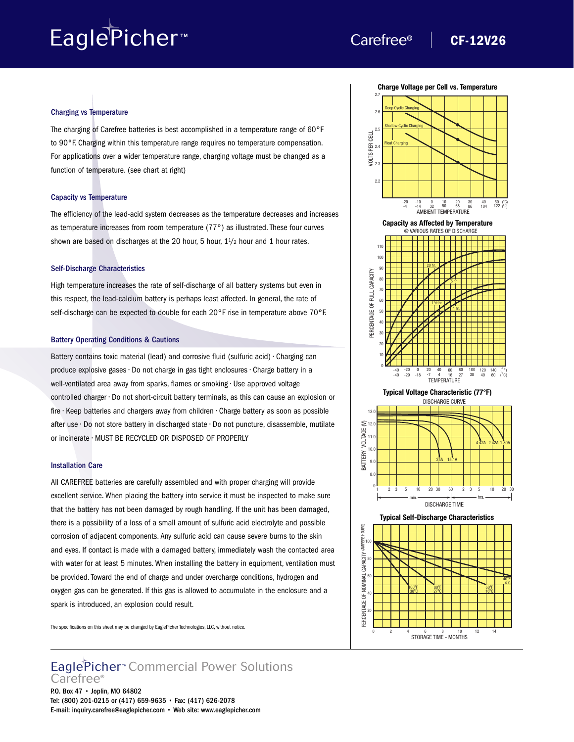# EaglePicher™ Carefree® CF-12V26

### Charging vs Temperature

The charging of Carefree batteries is best accomplished in a temperature range of 60°F to 90°F. Charging within this temperature range requires no temperature compensation. For applications over a wider temperature range, charging voltage must be changed as a function of temperature. (see chart at right)

### Capacity vs Temperature

The efficiency of the lead-acid system decreases as the temperature decreases and increases as temperature increases from room temperature (77°) as illustrated. These four curves shown are based on discharges at the 20 hour, 5 hour, 1½ hour and 1 hour rates.

### Self-Discharge Characteristics

High temperature increases the rate of self-discharge of all battery systems but even in this respect, the lead-calcium battery is perhaps least affected. In general, the rate of self-discharge can be expected to double for each 20°F rise in temperature above 70°F.

### Battery Operating Conditions & Cautions

Battery contains toxic material (lead) and corrosive fluid (sulfuric acid) · Charging can produce explosive gases · Do not charge in gas tight enclosures · Charge battery in a well-ventilated area away from sparks, flames or smoking · Use approved voltage controlled charger · Do not short-circuit battery terminals, as this can cause an explosion or fire · Keep batteries and chargers away from children · Charge battery as soon as possible after use · Do not store battery in discharged state · Do not puncture, disassemble, mutilate or incinerate · MUST BE RECYCLED OR DISPOSED OF PROPERLY

### Installation Care

All CAREFREE batteries are carefully assembled and with proper charging will provide excellent service. When placing the battery into service it must be inspected to make sure that the battery has not been damaged by rough handling. If the unit has been damaged, there is a possibility of a loss of a small amount of sulfuric acid electrolyte and possible corrosion of adjacent components. Any sulfuric acid can cause severe burns to the skin and eyes. If contact is made with a damaged battery, immediately wash the contacted area with water for at least 5 minutes. When installing the battery in equipment, ventilation must be provided. Toward the end of charge and under overcharge conditions, hydrogen and oxygen gas can be generated. If this gas is allowed to accumulate in the enclosure and a spark is introduced, an explosion could result.

The specifications on this sheet may be changed by EaglePicher Technologies, LLC, without notice.

**Charge Voltage per Cell vs. Temperature**

VOLTS PER CELL: 2.7, 2.6, 2.5, 2.4, 2.3, 2.2

Deep Cyclic Charging
Shallow Cyclic Charging
Float Charging

-20 -4, -10 -14, 0 32, 10 50, 20 68, 30 86, 40 104, 50 122 (°C) (°F)

AMBIENT TEMPERATURE

**Capacity as Affected by Temperature**
@ VARIOUS RATES OF DISCHARGE

PERCENTAGE OF FULL CAPACITY: 0, 10, 20, 30, 40, 50, 60, 70, 80, 90, 100, 110

20 hr.
5 hr.
1½ hr.
1 hr.

-40 -40, -20 -29, 0 -18, 20 -7, 40 4, 60 16, 80 27, 100 38, 120 49, 140 60 (°F) (°C)

TEMPERATURE

**Typical Voltage Characteristic (77°F)**
DISCHARGE CURVE

BATTERY VOLTAGE (V): 0, 8.0, 9.0, 10.0, 11.0, 12.0, 13.0

4.42A 2.42A 1.30A
25A 15.1A

1 2 3 5 10 20 30 60 2 3 5 10 20 30

min. hrs.

DISCHARGE TIME

**Typical Self-Discharge Characteristics**

PERCENTAGE OF NOMINAL CAPACITY (AMPERE HOURS): 20, 40, 60, 80, 100

100°F 38°C
80°F 27°C
60°F 16°C
40°F 4°C

0 2 4 6 8 10 12 14

STORAGE TIME - MONTHS

EaglePicher™ Commercial Power Solutions
Carefree®

P.O. Box 47 • Joplin, MO 64802
Tel: (800) 201-0215 or (417) 659-9635 • Fax: (417) 626-2078
E-mail: inquiry.carefree@eaglepicher.com • Web site: www.eaglepicher.com